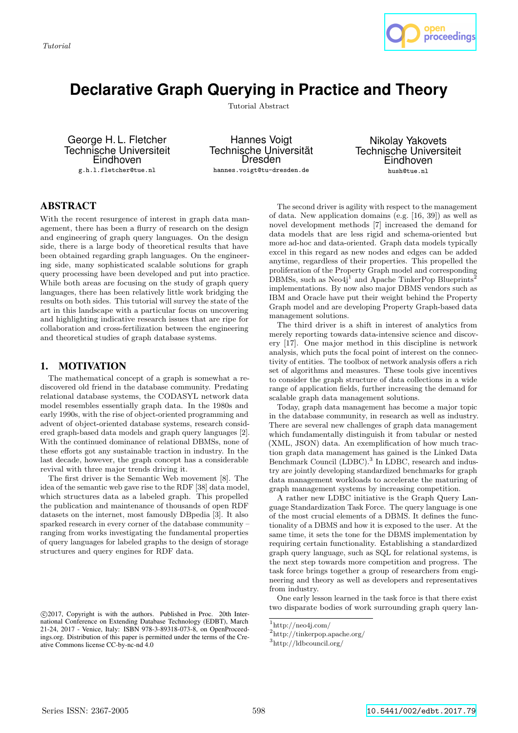Tutorial

# Declarative Graph Querying in Practice and Theory

Tutorial Abstract

George H. L. Fletcher
Technische Universiteit Eindhoven
g.h.l.fletcher@tue.nl

Hannes Voigt
Technische Universität Dresden
hannes.voigt@tu-dresden.de

Nikolay Yakovets
Technische Universiteit Eindhoven
hush@tue.nl

## ABSTRACT

With the recent resurgence of interest in graph data management, there has been a flurry of research on the design and engineering of graph query languages. On the design side, there is a large body of theoretical results that have been obtained regarding graph languages. On the engineering side, many sophisticated scalable solutions for graph query processing have been developed and put into practice. While both areas are focusing on the study of graph query languages, there has been relatively little work bridging the results on both sides. This tutorial will survey the state of the art in this landscape with a particular focus on uncovering and highlighting indicative research issues that are ripe for collaboration and cross-fertilization between the engineering and theoretical studies of graph database systems.

## 1. MOTIVATION

The mathematical concept of a graph is somewhat a rediscovered old friend in the database community. Predating relational database systems, the CODASYL network data model resembles essentially graph data. In the 1980s and early 1990s, with the rise of object-oriented programming and advent of object-oriented database systems, research considered graph-based data models and graph query languages [2]. With the continued dominance of relational DBMSs, none of these efforts got any sustainable traction in industry. In the last decade, however, the graph concept has a considerable revival with three major trends driving it.

The first driver is the Semantic Web movement [8]. The idea of the semantic web gave rise to the RDF [38] data model, which structures data as a labeled graph. This propelled the publication and maintenance of thousands of open RDF datasets on the internet, most famously DBpedia [3]. It also sparked research in every corner of the database community – ranging from works investigating the fundamental properties of query languages for labeled graphs to the design of storage structures and query engines for RDF data.

The second driver is agility with respect to the management of data. New application domains (e.g. [16, 39]) as well as novel development methods [7] increased the demand for data models that are less rigid and schema-oriented but more ad-hoc and data-oriented. Graph data models typically excel in this regard as new nodes and edges can be added anytime, regardless of their properties. This propelled the proliferation of the Property Graph model and corresponding DBMSs, such as Neo4j[1] and Apache TinkerPop Blueprints[2] implementations. By now also major DBMS vendors such as IBM and Oracle have put their weight behind the Property Graph model and are developing Property Graph-based data management solutions.

The third driver is a shift in interest of analytics from merely reporting towards data-intensive science and discovery [17]. One major method in this discipline is network analysis, which puts the focal point of interest on the connectivity of entities. The toolbox of network analysis offers a rich set of algorithms and measures. These tools give incentives to consider the graph structure of data collections in a wide range of application fields, further increasing the demand for scalable graph data management solutions.

Today, graph data management has become a major topic in the database community, in research as well as industry. There are several new challenges of graph data management which fundamentally distinguish it from tabular or nested (XML, JSON) data. An exemplification of how much traction graph data management has gained is the Linked Data Benchmark Council (LDBC).[3] In LDBC, research and industry are jointly developing standardized benchmarks for graph data management workloads to accelerate the maturing of graph management systems by increasing competition.

A rather new LDBC initiative is the Graph Query Language Standardization Task Force. The query language is one of the most crucial elements of a DBMS. It defines the functionality of a DBMS and how it is exposed to the user. At the same time, it sets the tone for the DBMS implementation by requiring certain functionality. Establishing a standardized graph query language, such as SQL for relational systems, is the next step towards more competition and progress. The task force brings together a group of researchers from engineering and theory as well as developers and representatives from industry.

One early lesson learned in the task force is that there exist two disparate bodies of work surrounding graph query lan-

©2017, Copyright is with the authors. Published in Proc. 20th International Conference on Extending Database Technology (EDBT), March 21-24, 2017 - Venice, Italy: ISBN 978-3-89318-073-8, on OpenProceedings.org. Distribution of this paper is permitted under the terms of the Creative Commons license CC-by-nc-nd 4.0

[1] http://neo4j.com/
[2] http://tinkerpop.apache.org/
[3] http://ldbcouncil.org/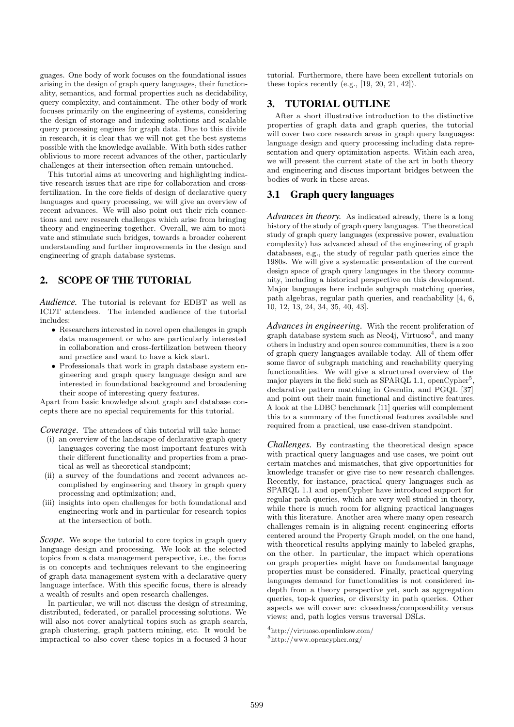guages. One body of work focuses on the foundational issues arising in the design of graph query languages, their functionality, semantics, and formal properties such as decidability, query complexity, and containment. The other body of work focuses primarily on the engineering of systems, considering the design of storage and indexing solutions and scalable query processing engines for graph data. Due to this divide in research, it is clear that we will not get the best systems possible with the knowledge available. With both sides rather oblivious to more recent advances of the other, particularly challenges at their intersection often remain untouched.

This tutorial aims at uncovering and highlighting indicative research issues that are ripe for collaboration and cross-fertilization. In the core fields of design of declarative query languages and query processing, we will give an overview of recent advances. We will also point out their rich connections and new research challenges which arise from bringing theory and engineering together. Overall, we aim to motivate and stimulate such bridges, towards a broader coherent understanding and further improvements in the design and engineering of graph database systems.

## 2. SCOPE OF THE TUTORIAL

***Audience.*** The tutorial is relevant for EDBT as well as ICDT attendees. The intended audience of the tutorial includes:

- Researchers interested in novel open challenges in graph data management or who are particularly interested in collaboration and cross-fertilization between theory and practice and want to have a kick start.
- Professionals that work in graph database system engineering and graph query language design and are interested in foundational background and broadening their scope of interesting query features.

Apart from basic knowledge about graph and database concepts there are no special requirements for this tutorial.

***Coverage.*** The attendees of this tutorial will take home:

(i) an overview of the landscape of declarative graph query languages covering the most important features with their different functionality and properties from a practical as well as theoretical standpoint;

(ii) a survey of the foundations and recent advances accomplished by engineering and theory in graph query processing and optimization; and,

(iii) insights into open challenges for both foundational and engineering work and in particular for research topics at the intersection of both.

***Scope.*** We scope the tutorial to core topics in graph query language design and processing. We look at the selected topics from a data management perspective, i.e., the focus is on concepts and techniques relevant to the engineering of graph data management system with a declarative query language interface. With this specific focus, there is already a wealth of results and open research challenges.

In particular, we will not discuss the design of streaming, distributed, federated, or parallel processing solutions. We will also not cover analytical topics such as graph search, graph clustering, graph pattern mining, etc. It would be impractical to also cover these topics in a focused 3-hour tutorial. Furthermore, there have been excellent tutorials on these topics recently (e.g., [19, 20, 21, 42]).

## 3. TUTORIAL OUTLINE

After a short illustrative introduction to the distinctive properties of graph data and graph queries, the tutorial will cover two core research areas in graph query languages: language design and query processing including data representation and query optimization aspects. Within each area, we will present the current state of the art in both theory and engineering and discuss important bridges between the bodies of work in these areas.

### 3.1 Graph query languages

***Advances in theory.*** As indicated already, there is a long history of the study of graph query languages. The theoretical study of graph query languages (expressive power, evaluation complexity) has advanced ahead of the engineering of graph databases, e.g., the study of regular path queries since the 1980s. We will give a systematic presentation of the current design space of graph query languages in the theory community, including a historical perspective on this development. Major languages here include subgraph matching queries, path algebras, regular path queries, and reachability [4, 6, 10, 12, 13, 24, 34, 35, 40, 43].

***Advances in engineering.*** With the recent proliferation of graph database system such as Neo4j, Virtuoso[4], and many others in industry and open source communities, there is a zoo of graph query languages available today. All of them offer some flavor of subgraph matching and reachability querying functionalities. We will give a structured overview of the major players in the field such as SPARQL 1.1, openCypher[5], declarative pattern matching in Gremlin, and PGQL [37] and point out their main functional and distinctive features. A look at the LDBC benchmark [11] queries will complement this to a summary of the functional features available and required from a practical, use case-driven standpoint.

***Challenges.*** By contrasting the theoretical design space with practical query languages and use cases, we point out certain matches and mismatches, that give opportunities for knowledge transfer or give rise to new research challenges. Recently, for instance, practical query languages such as SPARQL 1.1 and openCypher have introduced support for regular path queries, which are very well studied in theory, while there is much room for aligning practical languages with this literature. Another area where many open research challenges remain is in aligning recent engineering efforts centered around the Property Graph model, on the one hand, with theoretical results applying mainly to labeled graphs, on the other. In particular, the impact which operations on graph properties might have on fundamental language properties must be considered. Finally, practical querying languages demand for functionalities is not considered in-depth from a theory perspective yet, such as aggregation queries, top-k queries, or diversity in path queries. Other aspects we will cover are: closedness/composability versus views; and, path logics versus traversal DSLs.

[4] http://virtuoso.openlinksw.com/

[5] http://www.opencypher.org/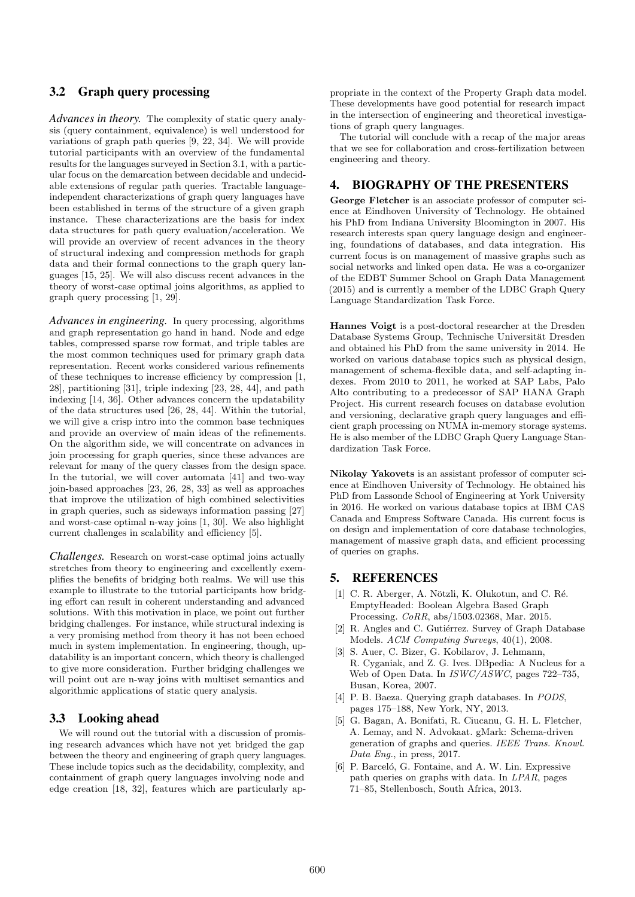## 3.2 Graph query processing

***Advances in theory.*** The complexity of static query analysis (query containment, equivalence) is well understood for variations of graph path queries [9, 22, 34]. We will provide tutorial participants with an overview of the fundamental results for the languages surveyed in Section 3.1, with a particular focus on the demarcation between decidable and undecidable extensions of regular path queries. Tractable language-independent characterizations of graph query languages have been established in terms of the structure of a given graph instance. These characterizations are the basis for index data structures for path query evaluation/acceleration. We will provide an overview of recent advances in the theory of structural indexing and compression methods for graph data and their formal connections to the graph query languages [15, 25]. We will also discuss recent advances in the theory of worst-case optimal joins algorithms, as applied to graph query processing [1, 29].

***Advances in engineering.*** In query processing, algorithms and graph representation go hand in hand. Node and edge tables, compressed sparse row format, and triple tables are the most common techniques used for primary graph data representation. Recent works considered various refinements of these techniques to increase efficiency by compression [1, 28], partitioning [31], triple indexing [23, 28, 44], and path indexing [14, 36]. Other advances concern the updatability of the data structures used [26, 28, 44]. Within the tutorial, we will give a crisp intro into the common base techniques and provide an overview of main ideas of the refinements. On the algorithm side, we will concentrate on advances in join processing for graph queries, since these advances are relevant for many of the query classes from the design space. In the tutorial, we will cover automata [41] and two-way join-based approaches [23, 26, 28, 33] as well as approaches that improve the utilization of high combined selectivities in graph queries, such as sideways information passing [27] and worst-case optimal n-way joins [1, 30]. We also highlight current challenges in scalability and efficiency [5].

***Challenges.*** Research on worst-case optimal joins actually stretches from theory to engineering and excellently exemplifies the benefits of bridging both realms. We will use this example to illustrate to the tutorial participants how bridging effort can result in coherent understanding and advanced solutions. With this motivation in place, we point out further bridging challenges. For instance, while structural indexing is a very promising method from theory it has not been echoed much in system implementation. In engineering, though, updatability is an important concern, which theory is challenged to give more consideration. Further bridging challenges we will point out are n-way joins with multiset semantics and algorithmic applications of static query analysis.

## 3.3 Looking ahead

We will round out the tutorial with a discussion of promising research advances which have not yet bridged the gap between the theory and engineering of graph query languages. These include topics such as the decidability, complexity, and containment of graph query languages involving node and edge creation [18, 32], features which are particularly appropriate in the context of the Property Graph data model. These developments have good potential for research impact in the intersection of engineering and theoretical investigations of graph query languages.

The tutorial will conclude with a recap of the major areas that we see for collaboration and cross-fertilization between engineering and theory.

# 4. BIOGRAPHY OF THE PRESENTERS

**George Fletcher** is an associate professor of computer science at Eindhoven University of Technology. He obtained his PhD from Indiana University Bloomington in 2007. His research interests span query language design and engineering, foundations of databases, and data integration. His current focus is on management of massive graphs such as social networks and linked open data. He was a co-organizer of the EDBT Summer School on Graph Data Management (2015) and is currently a member of the LDBC Graph Query Language Standardization Task Force.

**Hannes Voigt** is a post-doctoral researcher at the Dresden Database Systems Group, Technische Universität Dresden and obtained his PhD from the same university in 2014. He worked on various database topics such as physical design, management of schema-flexible data, and self-adapting indexes. From 2010 to 2011, he worked at SAP Labs, Palo Alto contributing to a predecessor of SAP HANA Graph Project. His current research focuses on database evolution and versioning, declarative graph query languages and efficient graph processing on NUMA in-memory storage systems. He is also member of the LDBC Graph Query Language Standardization Task Force.

**Nikolay Yakovets** is an assistant professor of computer science at Eindhoven University of Technology. He obtained his PhD from Lassonde School of Engineering at York University in 2016. He worked on various database topics at IBM CAS Canada and Empress Software Canada. His current focus is on design and implementation of core database technologies, management of massive graph data, and efficient processing of queries on graphs.

# 5. REFERENCES

[1] C. R. Aberger, A. Nötzli, K. Olukotun, and C. Ré. EmptyHeaded: Boolean Algebra Based Graph Processing. *CoRR*, abs/1503.02368, Mar. 2015.

[2] R. Angles and C. Gutiérrez. Survey of Graph Database Models. *ACM Computing Surveys*, 40(1), 2008.

[3] S. Auer, C. Bizer, G. Kobilarov, J. Lehmann, R. Cyganiak, and Z. G. Ives. DBpedia: A Nucleus for a Web of Open Data. In *ISWC/ASWC*, pages 722–735, Busan, Korea, 2007.

[4] P. B. Baeza. Querying graph databases. In *PODS*, pages 175–188, New York, NY, 2013.

[5] G. Bagan, A. Bonifati, R. Ciucanu, G. H. L. Fletcher, A. Lemay, and N. Advokaat. gMark: Schema-driven generation of graphs and queries. *IEEE Trans. Knowl. Data Eng.*, in press, 2017.

[6] P. Barceló, G. Fontaine, and A. W. Lin. Expressive path queries on graphs with data. In *LPAR*, pages 71–85, Stellenbosch, South Africa, 2013.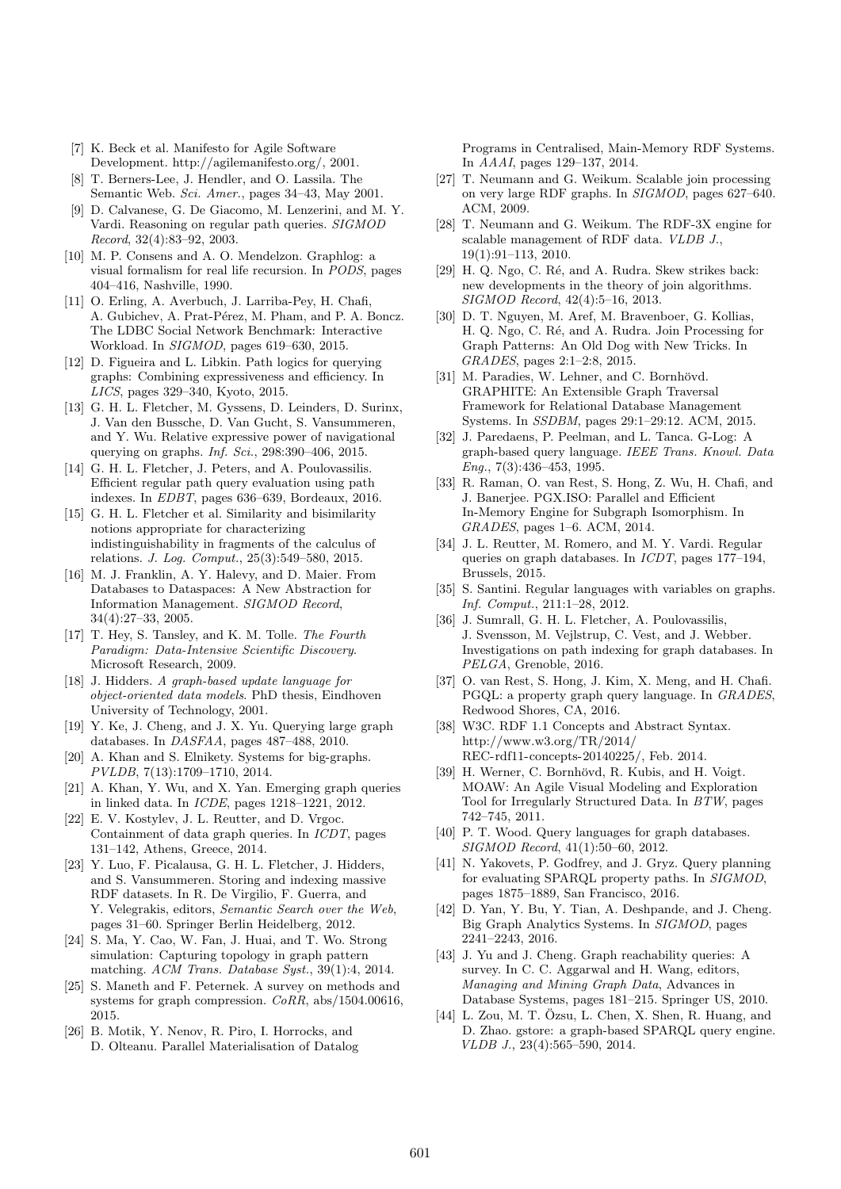- [7] K. Beck et al. Manifesto for Agile Software Development. http://agilemanifesto.org/, 2001.
- [8] T. Berners-Lee, J. Hendler, and O. Lassila. The Semantic Web. *Sci. Amer.*, pages 34–43, May 2001.
- [9] D. Calvanese, G. De Giacomo, M. Lenzerini, and M. Y. Vardi. Reasoning on regular path queries. *SIGMOD Record*, 32(4):83–92, 2003.
- [10] M. P. Consens and A. O. Mendelzon. Graphlog: a visual formalism for real life recursion. In *PODS*, pages 404–416, Nashville, 1990.
- [11] O. Erling, A. Averbuch, J. Larriba-Pey, H. Chafi, A. Gubichev, A. Prat-Pérez, M. Pham, and P. A. Boncz. The LDBC Social Network Benchmark: Interactive Workload. In *SIGMOD*, pages 619–630, 2015.
- [12] D. Figueira and L. Libkin. Path logics for querying graphs: Combining expressiveness and efficiency. In *LICS*, pages 329–340, Kyoto, 2015.
- [13] G. H. L. Fletcher, M. Gyssens, D. Leinders, D. Surinx, J. Van den Bussche, D. Van Gucht, S. Vansummeren, and Y. Wu. Relative expressive power of navigational querying on graphs. *Inf. Sci.*, 298:390–406, 2015.
- [14] G. H. L. Fletcher, J. Peters, and A. Poulovassilis. Efficient regular path query evaluation using path indexes. In *EDBT*, pages 636–639, Bordeaux, 2016.
- [15] G. H. L. Fletcher et al. Similarity and bisimilarity notions appropriate for characterizing indistinguishability in fragments of the calculus of relations. *J. Log. Comput.*, 25(3):549–580, 2015.
- [16] M. J. Franklin, A. Y. Halevy, and D. Maier. From Databases to Dataspaces: A New Abstraction for Information Management. *SIGMOD Record*, 34(4):27–33, 2005.
- [17] T. Hey, S. Tansley, and K. M. Tolle. *The Fourth Paradigm: Data-Intensive Scientific Discovery*. Microsoft Research, 2009.
- [18] J. Hidders. *A graph-based update language for object-oriented data models*. PhD thesis, Eindhoven University of Technology, 2001.
- [19] Y. Ke, J. Cheng, and J. X. Yu. Querying large graph databases. In *DASFAA*, pages 487–488, 2010.
- [20] A. Khan and S. Elnikety. Systems for big-graphs. *PVLDB*, 7(13):1709–1710, 2014.
- [21] A. Khan, Y. Wu, and X. Yan. Emerging graph queries in linked data. In *ICDE*, pages 1218–1221, 2012.
- [22] E. V. Kostylev, J. L. Reutter, and D. Vrgoc. Containment of data graph queries. In *ICDT*, pages 131–142, Athens, Greece, 2014.
- [23] Y. Luo, F. Picalausa, G. H. L. Fletcher, J. Hidders, and S. Vansummeren. Storing and indexing massive RDF datasets. In R. De Virgilio, F. Guerra, and Y. Velegrakis, editors, *Semantic Search over the Web*, pages 31–60. Springer Berlin Heidelberg, 2012.
- [24] S. Ma, Y. Cao, W. Fan, J. Huai, and T. Wo. Strong simulation: Capturing topology in graph pattern matching. *ACM Trans. Database Syst.*, 39(1):4, 2014.
- [25] S. Maneth and F. Peternek. A survey on methods and systems for graph compression. *CoRR*, abs/1504.00616, 2015.
- [26] B. Motik, Y. Nenov, R. Piro, I. Horrocks, and D. Olteanu. Parallel Materialisation of Datalog Programs in Centralised, Main-Memory RDF Systems. In *AAAI*, pages 129–137, 2014.
- [27] T. Neumann and G. Weikum. Scalable join processing on very large RDF graphs. In *SIGMOD*, pages 627–640. ACM, 2009.
- [28] T. Neumann and G. Weikum. The RDF-3X engine for scalable management of RDF data. *VLDB J.*, 19(1):91–113, 2010.
- [29] H. Q. Ngo, C. Ré, and A. Rudra. Skew strikes back: new developments in the theory of join algorithms. *SIGMOD Record*, 42(4):5–16, 2013.
- [30] D. T. Nguyen, M. Aref, M. Bravenboer, G. Kollias, H. Q. Ngo, C. Ré, and A. Rudra. Join Processing for Graph Patterns: An Old Dog with New Tricks. In *GRADES*, pages 2:1–2:8, 2015.
- [31] M. Paradies, W. Lehner, and C. Bornhövd. GRAPHITE: An Extensible Graph Traversal Framework for Relational Database Management Systems. In *SSDBM*, pages 29:1–29:12. ACM, 2015.
- [32] J. Paredaens, P. Peelman, and L. Tanca. G-Log: A graph-based query language. *IEEE Trans. Knowl. Data Eng.*, 7(3):436–453, 1995.
- [33] R. Raman, O. van Rest, S. Hong, Z. Wu, H. Chafi, and J. Banerjee. PGX.ISO: Parallel and Efficient In-Memory Engine for Subgraph Isomorphism. In *GRADES*, pages 1–6. ACM, 2014.
- [34] J. L. Reutter, M. Romero, and M. Y. Vardi. Regular queries on graph databases. In *ICDT*, pages 177–194, Brussels, 2015.
- [35] S. Santini. Regular languages with variables on graphs. *Inf. Comput.*, 211:1–28, 2012.
- [36] J. Sumrall, G. H. L. Fletcher, A. Poulovassilis, J. Svensson, M. Vejlstrup, C. Vest, and J. Webber. Investigations on path indexing for graph databases. In *PELGA*, Grenoble, 2016.
- [37] O. van Rest, S. Hong, J. Kim, X. Meng, and H. Chafi. PGQL: a property graph query language. In *GRADES*, Redwood Shores, CA, 2016.
- [38] W3C. RDF 1.1 Concepts and Abstract Syntax. http://www.w3.org/TR/2014/REC-rdf11-concepts-20140225/, Feb. 2014.
- [39] H. Werner, C. Bornhövd, R. Kubis, and H. Voigt. MOAW: An Agile Visual Modeling and Exploration Tool for Irregularly Structured Data. In *BTW*, pages 742–745, 2011.
- [40] P. T. Wood. Query languages for graph databases. *SIGMOD Record*, 41(1):50–60, 2012.
- [41] N. Yakovets, P. Godfrey, and J. Gryz. Query planning for evaluating SPARQL property paths. In *SIGMOD*, pages 1875–1889, San Francisco, 2016.
- [42] D. Yan, Y. Bu, Y. Tian, A. Deshpande, and J. Cheng. Big Graph Analytics Systems. In *SIGMOD*, pages 2241–2243, 2016.
- [43] J. Yu and J. Cheng. Graph reachability queries: A survey. In C. C. Aggarwal and H. Wang, editors, *Managing and Mining Graph Data*, Advances in Database Systems, pages 181–215. Springer US, 2010.
- [44] L. Zou, M. T. Özsu, L. Chen, X. Shen, R. Huang, and D. Zhao. gstore: a graph-based SPARQL query engine. *VLDB J.*, 23(4):565–590, 2014.